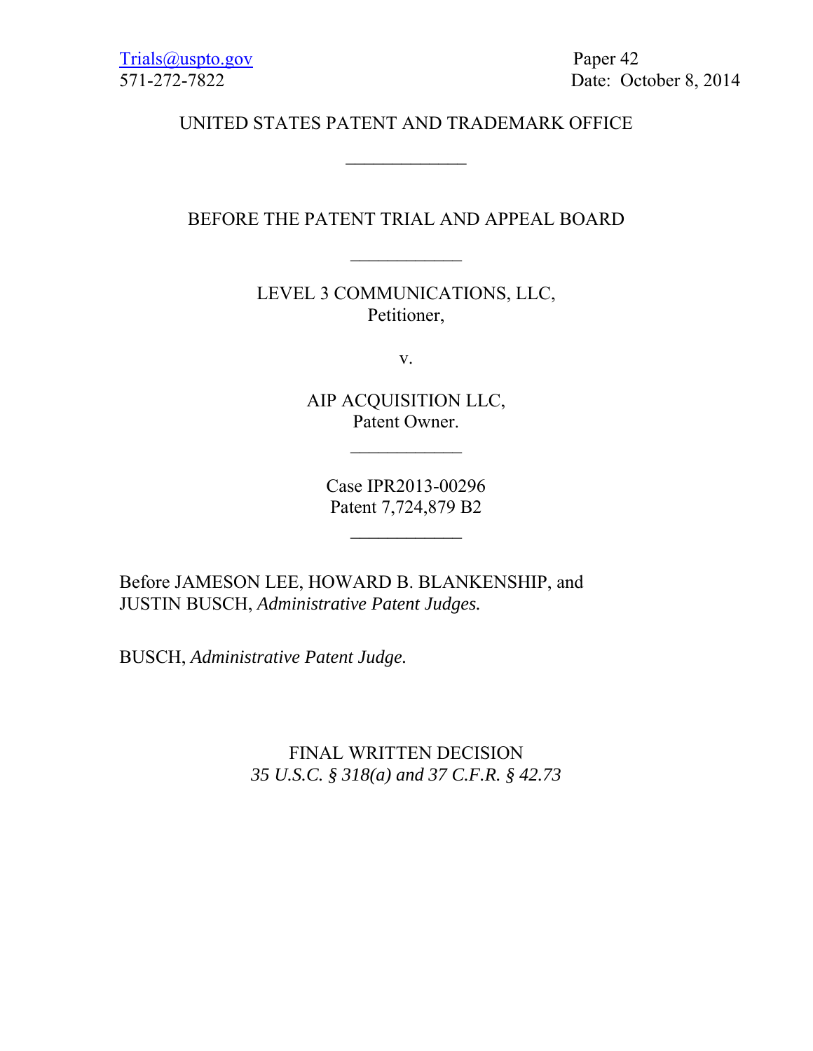Trials@uspto.gov
571-272-7822

Paper 42
Date: October 8, 2014

UNITED STATES PATENT AND TRADEMARK OFFICE

---

BEFORE THE PATENT TRIAL AND APPEAL BOARD

---

LEVEL 3 COMMUNICATIONS, LLC,
Petitioner,

v.

AIP ACQUISITION LLC,
Patent Owner.

---

Case IPR2013-00296
Patent 7,724,879 B2

---

Before JAMESON LEE, HOWARD B. BLANKENSHIP, and JUSTIN BUSCH, *Administrative Patent Judges.*

BUSCH, *Administrative Patent Judge.*

FINAL WRITTEN DECISION
*35 U.S.C. § 318(a) and 37 C.F.R. § 42.73*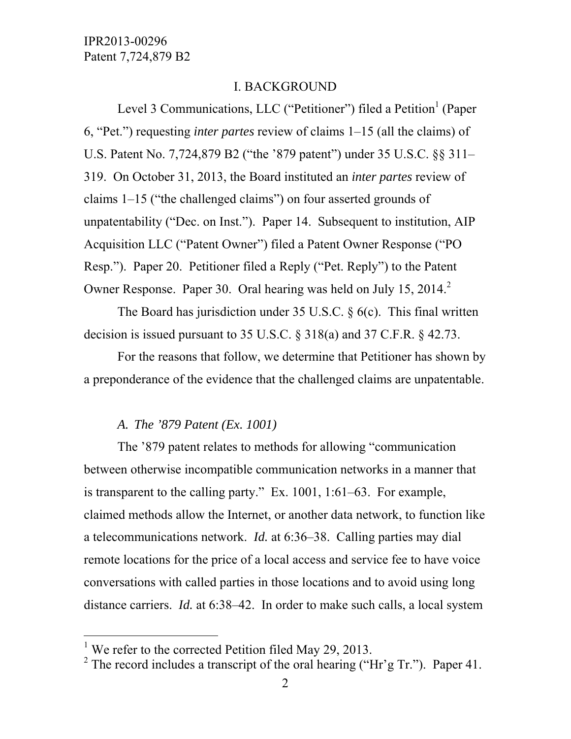## I. BACKGROUND

Level 3 Communications, LLC ("Petitioner") filed a Petition[1] (Paper 6, "Pet.") requesting *inter partes* review of claims 1–15 (all the claims) of U.S. Patent No. 7,724,879 B2 ("the '879 patent") under 35 U.S.C. §§ 311–319. On October 31, 2013, the Board instituted an *inter partes* review of claims 1–15 ("the challenged claims") on four asserted grounds of unpatentability ("Dec. on Inst."). Paper 14. Subsequent to institution, AIP Acquisition LLC ("Patent Owner") filed a Patent Owner Response ("PO Resp."). Paper 20. Petitioner filed a Reply ("Pet. Reply") to the Patent Owner Response. Paper 30. Oral hearing was held on July 15, 2014.[2]

The Board has jurisdiction under 35 U.S.C. § 6(c). This final written decision is issued pursuant to 35 U.S.C. § 318(a) and 37 C.F.R. § 42.73.

For the reasons that follow, we determine that Petitioner has shown by a preponderance of the evidence that the challenged claims are unpatentable.

### *A. The '879 Patent (Ex. 1001)*

The '879 patent relates to methods for allowing "communication between otherwise incompatible communication networks in a manner that is transparent to the calling party." Ex. 1001, 1:61–63. For example, claimed methods allow the Internet, or another data network, to function like a telecommunications network. *Id.* at 6:36–38. Calling parties may dial remote locations for the price of a local access and service fee to have voice conversations with called parties in those locations and to avoid using long distance carriers. *Id.* at 6:38–42. In order to make such calls, a local system

---

[1] We refer to the corrected Petition filed May 29, 2013.

[2] The record includes a transcript of the oral hearing ("Hr'g Tr."). Paper 41.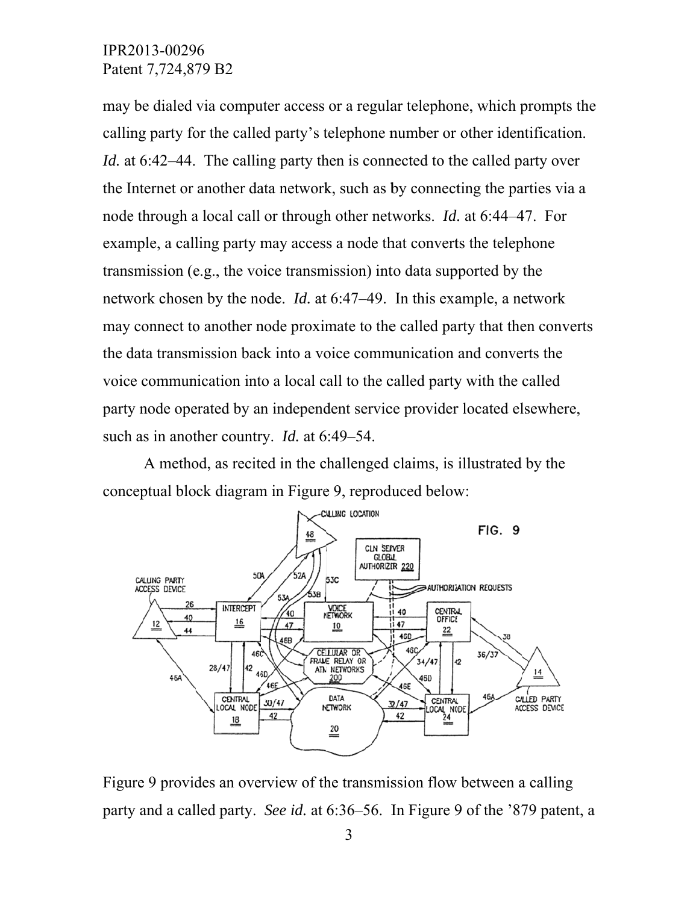may be dialed via computer access or a regular telephone, which prompts the calling party for the called party's telephone number or other identification. *Id.* at 6:42–44. The calling party then is connected to the called party over the Internet or another data network, such as by connecting the parties via a node through a local call or through other networks. *Id.* at 6:44–47. For example, a calling party may access a node that converts the telephone transmission (e.g., the voice transmission) into data supported by the network chosen by the node. *Id.* at 6:47–49. In this example, a network may connect to another node proximate to the called party that then converts the data transmission back into a voice communication and converts the voice communication into a local call to the called party with the called party node operated by an independent service provider located elsewhere, such as in another country. *Id.* at 6:49–54.

A method, as recited in the challenged claims, is illustrated by the conceptual block diagram in Figure 9, reproduced below:

Figure 9 provides an overview of the transmission flow between a calling party and a called party. *See id.* at 6:36–56. In Figure 9 of the '879 patent, a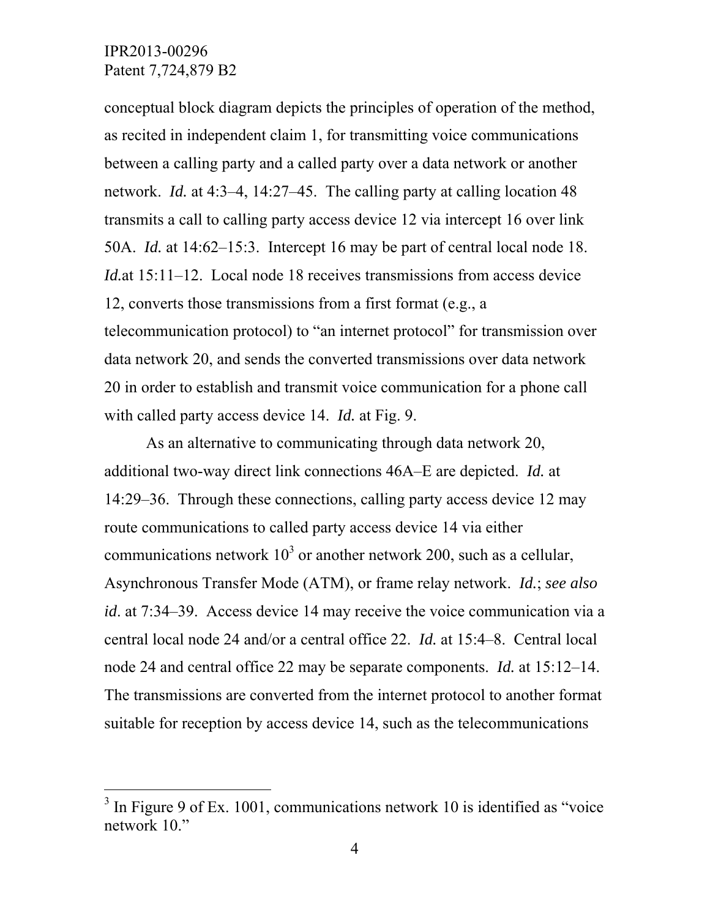conceptual block diagram depicts the principles of operation of the method, as recited in independent claim 1, for transmitting voice communications between a calling party and a called party over a data network or another network. *Id.* at 4:3–4, 14:27–45. The calling party at calling location 48 transmits a call to calling party access device 12 via intercept 16 over link 50A. *Id.* at 14:62–15:3. Intercept 16 may be part of central local node 18. *Id.*at 15:11–12. Local node 18 receives transmissions from access device 12, converts those transmissions from a first format (e.g., a telecommunication protocol) to "an internet protocol" for transmission over data network 20, and sends the converted transmissions over data network 20 in order to establish and transmit voice communication for a phone call with called party access device 14. *Id.* at Fig. 9.

As an alternative to communicating through data network 20, additional two-way direct link connections 46A–E are depicted. *Id.* at 14:29–36. Through these connections, calling party access device 12 may route communications to called party access device 14 via either communications network 10[3] or another network 200, such as a cellular, Asynchronous Transfer Mode (ATM), or frame relay network. *Id.*; *see also id*. at 7:34–39. Access device 14 may receive the voice communication via a central local node 24 and/or a central office 22. *Id.* at 15:4–8. Central local node 24 and central office 22 may be separate components. *Id.* at 15:12–14. The transmissions are converted from the internet protocol to another format suitable for reception by access device 14, such as the telecommunications

[3] In Figure 9 of Ex. 1001, communications network 10 is identified as "voice network 10."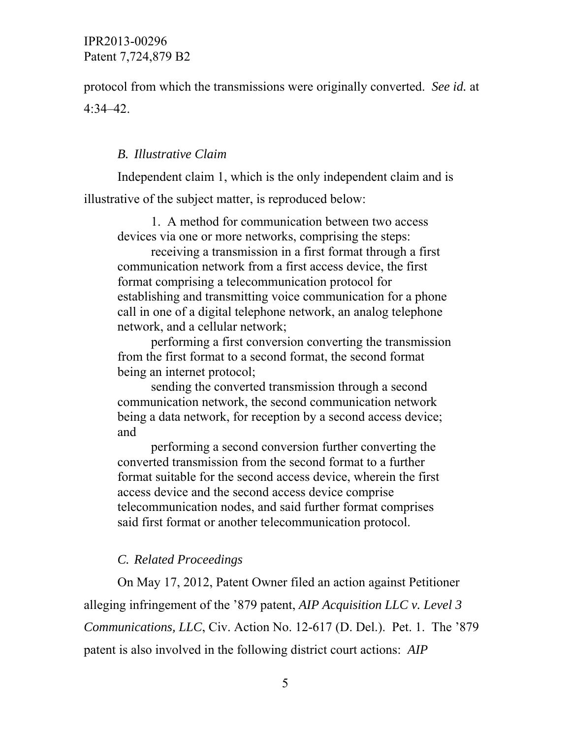protocol from which the transmissions were originally converted. *See id.* at 4:34–42.

### *B. Illustrative Claim*

Independent claim 1, which is the only independent claim and is illustrative of the subject matter, is reproduced below:

> 1. A method for communication between two access devices via one or more networks, comprising the steps:
>
> receiving a transmission in a first format through a first communication network from a first access device, the first format comprising a telecommunication protocol for establishing and transmitting voice communication for a phone call in one of a digital telephone network, an analog telephone network, and a cellular network;
>
> performing a first conversion converting the transmission from the first format to a second format, the second format being an internet protocol;
>
> sending the converted transmission through a second communication network, the second communication network being a data network, for reception by a second access device; and
>
> performing a second conversion further converting the converted transmission from the second format to a further format suitable for the second access device, wherein the first access device and the second access device comprise telecommunication nodes, and said further format comprises said first format or another telecommunication protocol.

### *C. Related Proceedings*

On May 17, 2012, Patent Owner filed an action against Petitioner alleging infringement of the ’879 patent, *AIP Acquisition LLC v. Level 3 Communications, LLC*, Civ. Action No. 12-617 (D. Del.). Pet. 1. The ’879 patent is also involved in the following district court actions: *AIP*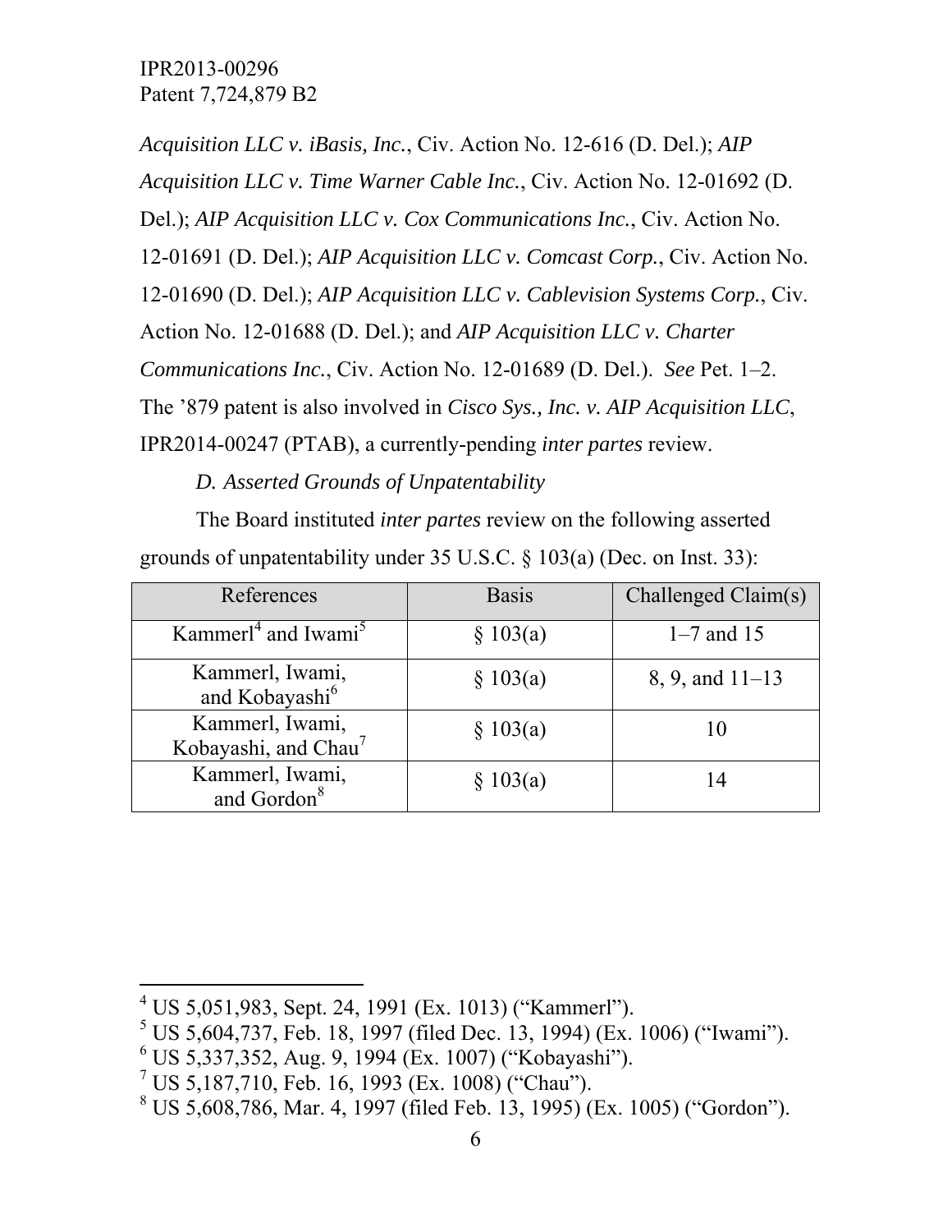*Acquisition LLC v. iBasis, Inc.*, Civ. Action No. 12-616 (D. Del.); *AIP Acquisition LLC v. Time Warner Cable Inc.*, Civ. Action No. 12-01692 (D. Del.); *AIP Acquisition LLC v. Cox Communications Inc.*, Civ. Action No. 12-01691 (D. Del.); *AIP Acquisition LLC v. Comcast Corp.*, Civ. Action No. 12-01690 (D. Del.); *AIP Acquisition LLC v. Cablevision Systems Corp.*, Civ. Action No. 12-01688 (D. Del.); and *AIP Acquisition LLC v. Charter Communications Inc.*, Civ. Action No. 12-01689 (D. Del.). *See* Pet. 1–2. The '879 patent is also involved in *Cisco Sys., Inc. v. AIP Acquisition LLC*, IPR2014-00247 (PTAB), a currently-pending *inter partes* review.

*D. Asserted Grounds of Unpatentability*

The Board instituted *inter partes* review on the following asserted grounds of unpatentability under 35 U.S.C. § 103(a) (Dec. on Inst. 33):

| References | Basis | Challenged Claim(s) |
| --- | --- | --- |
| Kammerl[4] and Iwami[5] | § 103(a) | 1–7 and 15 |
| Kammerl, Iwami, and Kobayashi[6] | § 103(a) | 8, 9, and 11–13 |
| Kammerl, Iwami, Kobayashi, and Chau[7] | § 103(a) | 10 |
| Kammerl, Iwami, and Gordon[8] | § 103(a) | 14 |

[4] US 5,051,983, Sept. 24, 1991 (Ex. 1013) ("Kammerl").
[5] US 5,604,737, Feb. 18, 1997 (filed Dec. 13, 1994) (Ex. 1006) ("Iwami").
[6] US 5,337,352, Aug. 9, 1994 (Ex. 1007) ("Kobayashi").
[7] US 5,187,710, Feb. 16, 1993 (Ex. 1008) ("Chau").
[8] US 5,608,786, Mar. 4, 1997 (filed Feb. 13, 1995) (Ex. 1005) ("Gordon").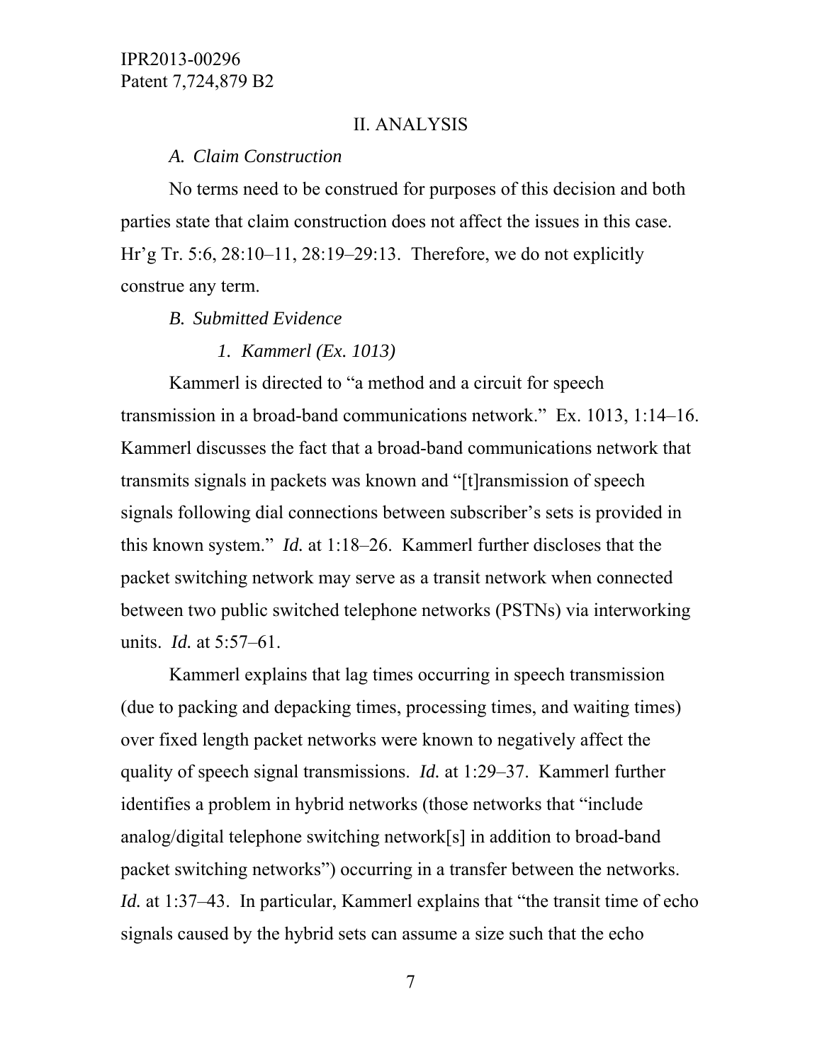## II. ANALYSIS

### *A. Claim Construction*

No terms need to be construed for purposes of this decision and both parties state that claim construction does not affect the issues in this case. Hr'g Tr. 5:6, 28:10–11, 28:19–29:13. Therefore, we do not explicitly construe any term.

### *B. Submitted Evidence*

#### *1. Kammerl (Ex. 1013)*

Kammerl is directed to "a method and a circuit for speech transmission in a broad-band communications network." Ex. 1013, 1:14–16. Kammerl discusses the fact that a broad-band communications network that transmits signals in packets was known and "[t]ransmission of speech signals following dial connections between subscriber's sets is provided in this known system." *Id.* at 1:18–26. Kammerl further discloses that the packet switching network may serve as a transit network when connected between two public switched telephone networks (PSTNs) via interworking units. *Id.* at 5:57–61.

Kammerl explains that lag times occurring in speech transmission (due to packing and depacking times, processing times, and waiting times) over fixed length packet networks were known to negatively affect the quality of speech signal transmissions. *Id.* at 1:29–37. Kammerl further identifies a problem in hybrid networks (those networks that "include analog/digital telephone switching network[s] in addition to broad-band packet switching networks") occurring in a transfer between the networks. *Id.* at 1:37–43. In particular, Kammerl explains that "the transit time of echo signals caused by the hybrid sets can assume a size such that the echo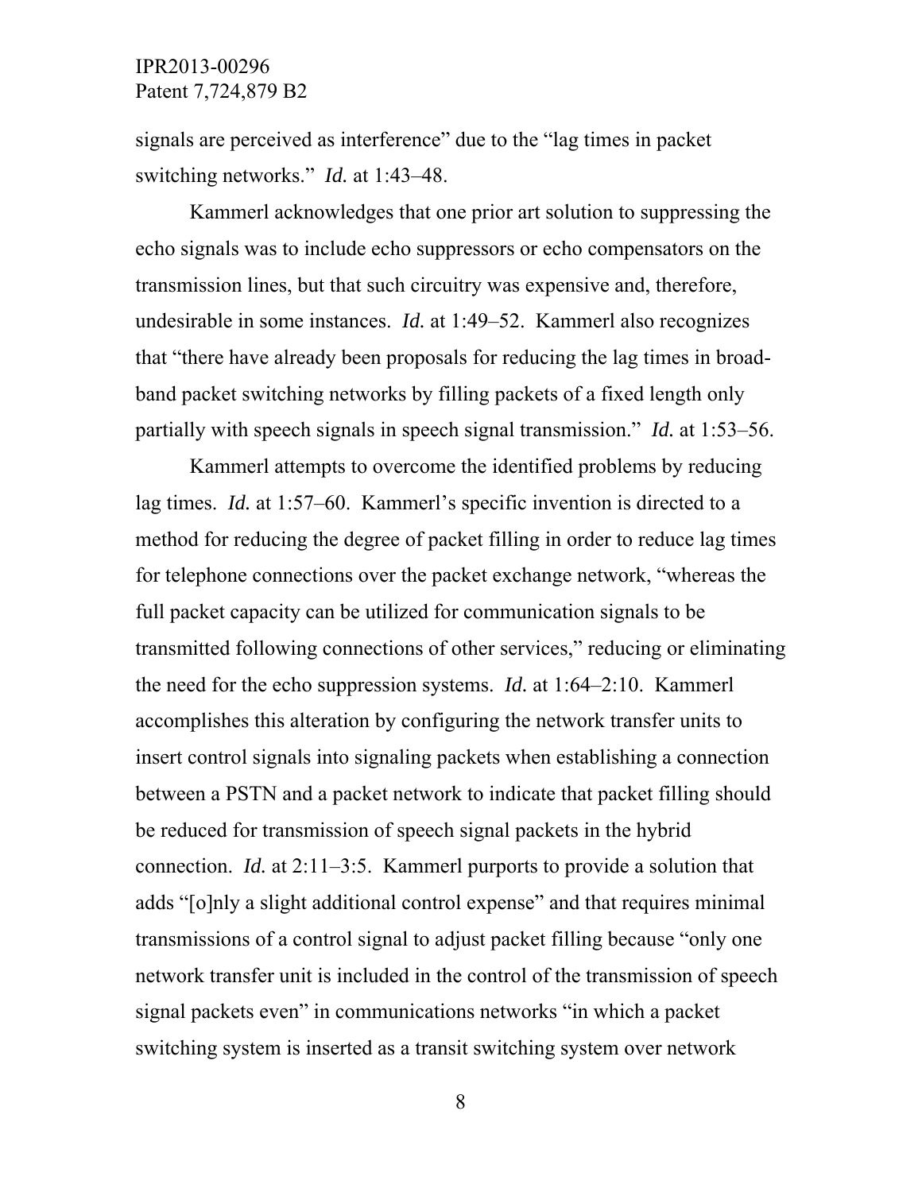signals are perceived as interference" due to the "lag times in packet switching networks." *Id.* at 1:43–48.

Kammerl acknowledges that one prior art solution to suppressing the echo signals was to include echo suppressors or echo compensators on the transmission lines, but that such circuitry was expensive and, therefore, undesirable in some instances. *Id.* at 1:49–52. Kammerl also recognizes that "there have already been proposals for reducing the lag times in broad-band packet switching networks by filling packets of a fixed length only partially with speech signals in speech signal transmission." *Id.* at 1:53–56.

Kammerl attempts to overcome the identified problems by reducing lag times. *Id.* at 1:57–60. Kammerl's specific invention is directed to a method for reducing the degree of packet filling in order to reduce lag times for telephone connections over the packet exchange network, "whereas the full packet capacity can be utilized for communication signals to be transmitted following connections of other services," reducing or eliminating the need for the echo suppression systems. *Id.* at 1:64–2:10. Kammerl accomplishes this alteration by configuring the network transfer units to insert control signals into signaling packets when establishing a connection between a PSTN and a packet network to indicate that packet filling should be reduced for transmission of speech signal packets in the hybrid connection. *Id.* at 2:11–3:5. Kammerl purports to provide a solution that adds "[o]nly a slight additional control expense" and that requires minimal transmissions of a control signal to adjust packet filling because "only one network transfer unit is included in the control of the transmission of speech signal packets even" in communications networks "in which a packet switching system is inserted as a transit switching system over network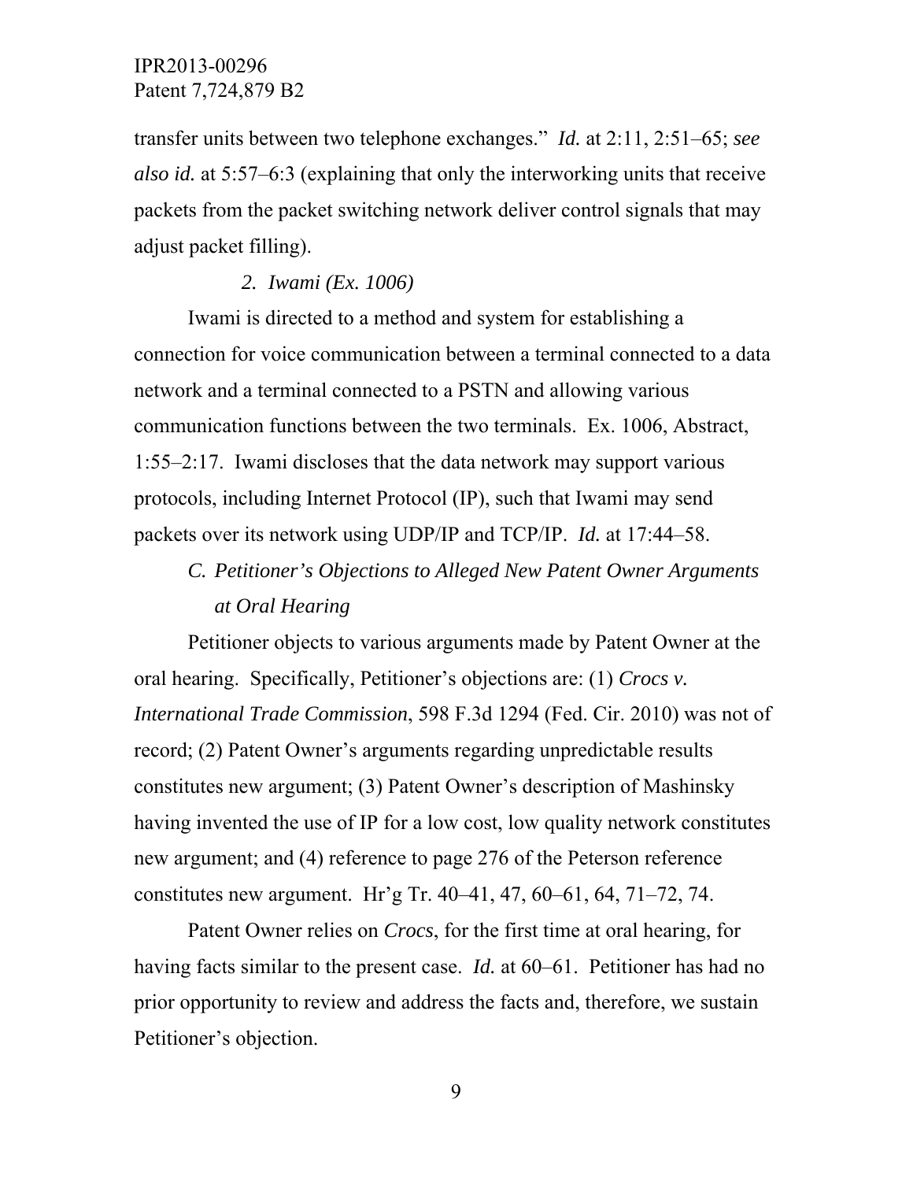transfer units between two telephone exchanges." *Id.* at 2:11, 2:51–65; *see also id.* at 5:57–6:3 (explaining that only the interworking units that receive packets from the packet switching network deliver control signals that may adjust packet filling).

*2. Iwami (Ex. 1006)*

Iwami is directed to a method and system for establishing a connection for voice communication between a terminal connected to a data network and a terminal connected to a PSTN and allowing various communication functions between the two terminals. Ex. 1006, Abstract, 1:55–2:17. Iwami discloses that the data network may support various protocols, including Internet Protocol (IP), such that Iwami may send packets over its network using UDP/IP and TCP/IP. *Id.* at 17:44–58.

### *C. Petitioner's Objections to Alleged New Patent Owner Arguments at Oral Hearing*

Petitioner objects to various arguments made by Patent Owner at the oral hearing. Specifically, Petitioner's objections are: (1) *Crocs v. International Trade Commission*, 598 F.3d 1294 (Fed. Cir. 2010) was not of record; (2) Patent Owner's arguments regarding unpredictable results constitutes new argument; (3) Patent Owner's description of Mashinsky having invented the use of IP for a low cost, low quality network constitutes new argument; and (4) reference to page 276 of the Peterson reference constitutes new argument. Hr'g Tr. 40–41, 47, 60–61, 64, 71–72, 74.

Patent Owner relies on *Crocs*, for the first time at oral hearing, for having facts similar to the present case. *Id.* at 60–61. Petitioner has had no prior opportunity to review and address the facts and, therefore, we sustain Petitioner's objection.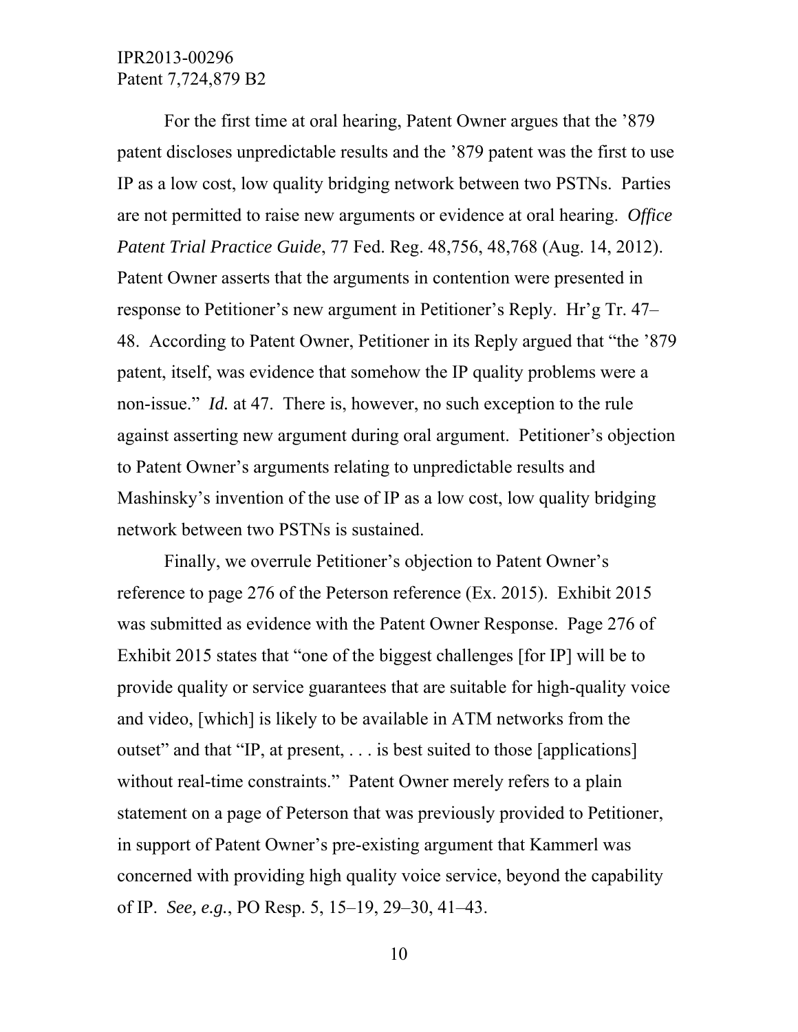For the first time at oral hearing, Patent Owner argues that the '879 patent discloses unpredictable results and the '879 patent was the first to use IP as a low cost, low quality bridging network between two PSTNs. Parties are not permitted to raise new arguments or evidence at oral hearing. *Office Patent Trial Practice Guide*, 77 Fed. Reg. 48,756, 48,768 (Aug. 14, 2012). Patent Owner asserts that the arguments in contention were presented in response to Petitioner's new argument in Petitioner's Reply. Hr'g Tr. 47–48. According to Patent Owner, Petitioner in its Reply argued that "the '879 patent, itself, was evidence that somehow the IP quality problems were a non-issue." *Id.* at 47. There is, however, no such exception to the rule against asserting new argument during oral argument. Petitioner's objection to Patent Owner's arguments relating to unpredictable results and Mashinsky's invention of the use of IP as a low cost, low quality bridging network between two PSTNs is sustained.

Finally, we overrule Petitioner's objection to Patent Owner's reference to page 276 of the Peterson reference (Ex. 2015). Exhibit 2015 was submitted as evidence with the Patent Owner Response. Page 276 of Exhibit 2015 states that "one of the biggest challenges [for IP] will be to provide quality or service guarantees that are suitable for high-quality voice and video, [which] is likely to be available in ATM networks from the outset" and that "IP, at present, . . . is best suited to those [applications] without real-time constraints." Patent Owner merely refers to a plain statement on a page of Peterson that was previously provided to Petitioner, in support of Patent Owner's pre-existing argument that Kammerl was concerned with providing high quality voice service, beyond the capability of IP. *See, e.g.*, PO Resp. 5, 15–19, 29–30, 41–43.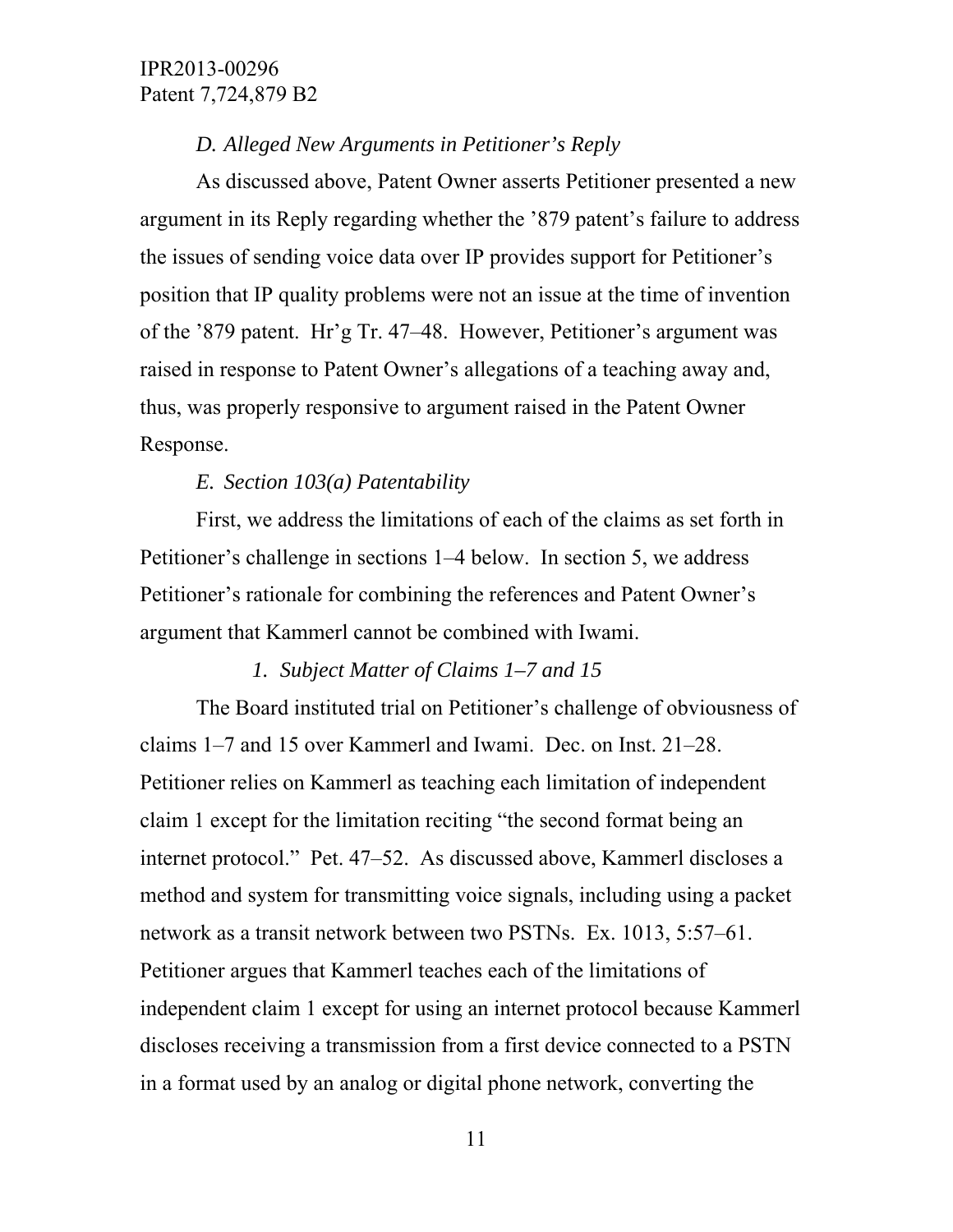### *D. Alleged New Arguments in Petitioner's Reply*

As discussed above, Patent Owner asserts Petitioner presented a new argument in its Reply regarding whether the '879 patent's failure to address the issues of sending voice data over IP provides support for Petitioner's position that IP quality problems were not an issue at the time of invention of the '879 patent. Hr'g Tr. 47–48. However, Petitioner's argument was raised in response to Patent Owner's allegations of a teaching away and, thus, was properly responsive to argument raised in the Patent Owner Response.

### *E. Section 103(a) Patentability*

First, we address the limitations of each of the claims as set forth in Petitioner's challenge in sections 1–4 below. In section 5, we address Petitioner's rationale for combining the references and Patent Owner's argument that Kammerl cannot be combined with Iwami.

#### *1. Subject Matter of Claims 1–7 and 15*

The Board instituted trial on Petitioner's challenge of obviousness of claims 1–7 and 15 over Kammerl and Iwami. Dec. on Inst. 21–28. Petitioner relies on Kammerl as teaching each limitation of independent claim 1 except for the limitation reciting "the second format being an internet protocol." Pet. 47–52. As discussed above, Kammerl discloses a method and system for transmitting voice signals, including using a packet network as a transit network between two PSTNs. Ex. 1013, 5:57–61. Petitioner argues that Kammerl teaches each of the limitations of independent claim 1 except for using an internet protocol because Kammerl discloses receiving a transmission from a first device connected to a PSTN in a format used by an analog or digital phone network, converting the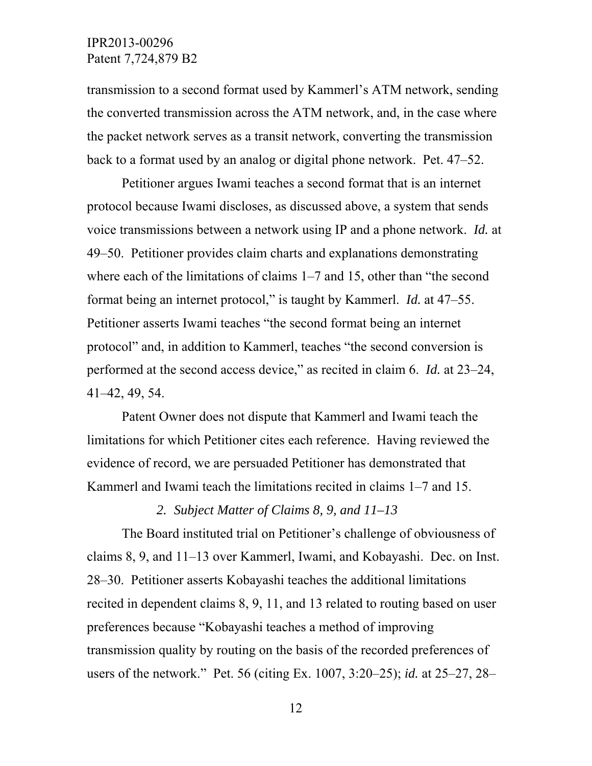transmission to a second format used by Kammerl's ATM network, sending the converted transmission across the ATM network, and, in the case where the packet network serves as a transit network, converting the transmission back to a format used by an analog or digital phone network. Pet. 47–52.

Petitioner argues Iwami teaches a second format that is an internet protocol because Iwami discloses, as discussed above, a system that sends voice transmissions between a network using IP and a phone network. *Id.* at 49–50. Petitioner provides claim charts and explanations demonstrating where each of the limitations of claims 1–7 and 15, other than "the second format being an internet protocol," is taught by Kammerl. *Id.* at 47–55. Petitioner asserts Iwami teaches "the second format being an internet protocol" and, in addition to Kammerl, teaches "the second conversion is performed at the second access device," as recited in claim 6. *Id.* at 23–24, 41–42, 49, 54.

Patent Owner does not dispute that Kammerl and Iwami teach the limitations for which Petitioner cites each reference. Having reviewed the evidence of record, we are persuaded Petitioner has demonstrated that Kammerl and Iwami teach the limitations recited in claims 1–7 and 15.

### *2. Subject Matter of Claims 8, 9, and 11–13*

The Board instituted trial on Petitioner's challenge of obviousness of claims 8, 9, and 11–13 over Kammerl, Iwami, and Kobayashi. Dec. on Inst. 28–30. Petitioner asserts Kobayashi teaches the additional limitations recited in dependent claims 8, 9, 11, and 13 related to routing based on user preferences because "Kobayashi teaches a method of improving transmission quality by routing on the basis of the recorded preferences of users of the network." Pet. 56 (citing Ex. 1007, 3:20–25); *id.* at 25–27, 28–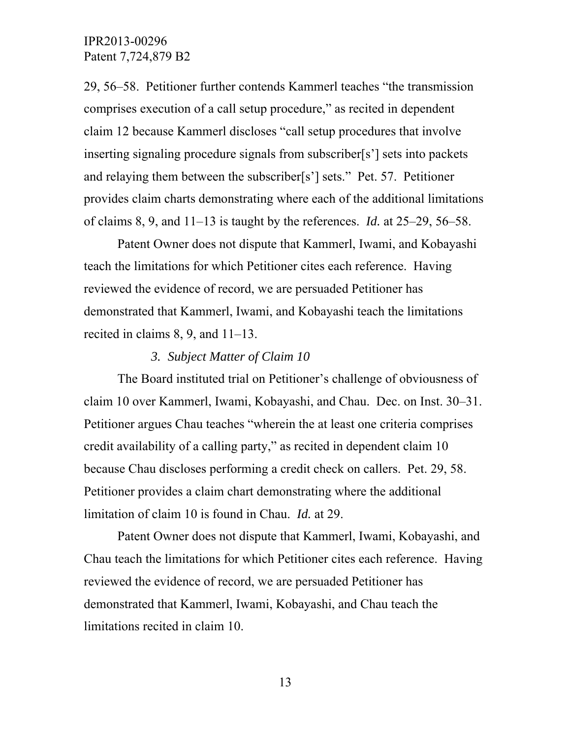29, 56–58. Petitioner further contends Kammerl teaches "the transmission comprises execution of a call setup procedure," as recited in dependent claim 12 because Kammerl discloses "call setup procedures that involve inserting signaling procedure signals from subscriber[s'] sets into packets and relaying them between the subscriber[s'] sets." Pet. 57. Petitioner provides claim charts demonstrating where each of the additional limitations of claims 8, 9, and 11–13 is taught by the references. *Id.* at 25–29, 56–58.

Patent Owner does not dispute that Kammerl, Iwami, and Kobayashi teach the limitations for which Petitioner cites each reference. Having reviewed the evidence of record, we are persuaded Petitioner has demonstrated that Kammerl, Iwami, and Kobayashi teach the limitations recited in claims 8, 9, and 11–13.

### *3. Subject Matter of Claim 10*

The Board instituted trial on Petitioner's challenge of obviousness of claim 10 over Kammerl, Iwami, Kobayashi, and Chau. Dec. on Inst. 30–31. Petitioner argues Chau teaches "wherein the at least one criteria comprises credit availability of a calling party," as recited in dependent claim 10 because Chau discloses performing a credit check on callers. Pet. 29, 58. Petitioner provides a claim chart demonstrating where the additional limitation of claim 10 is found in Chau. *Id.* at 29.

Patent Owner does not dispute that Kammerl, Iwami, Kobayashi, and Chau teach the limitations for which Petitioner cites each reference. Having reviewed the evidence of record, we are persuaded Petitioner has demonstrated that Kammerl, Iwami, Kobayashi, and Chau teach the limitations recited in claim 10.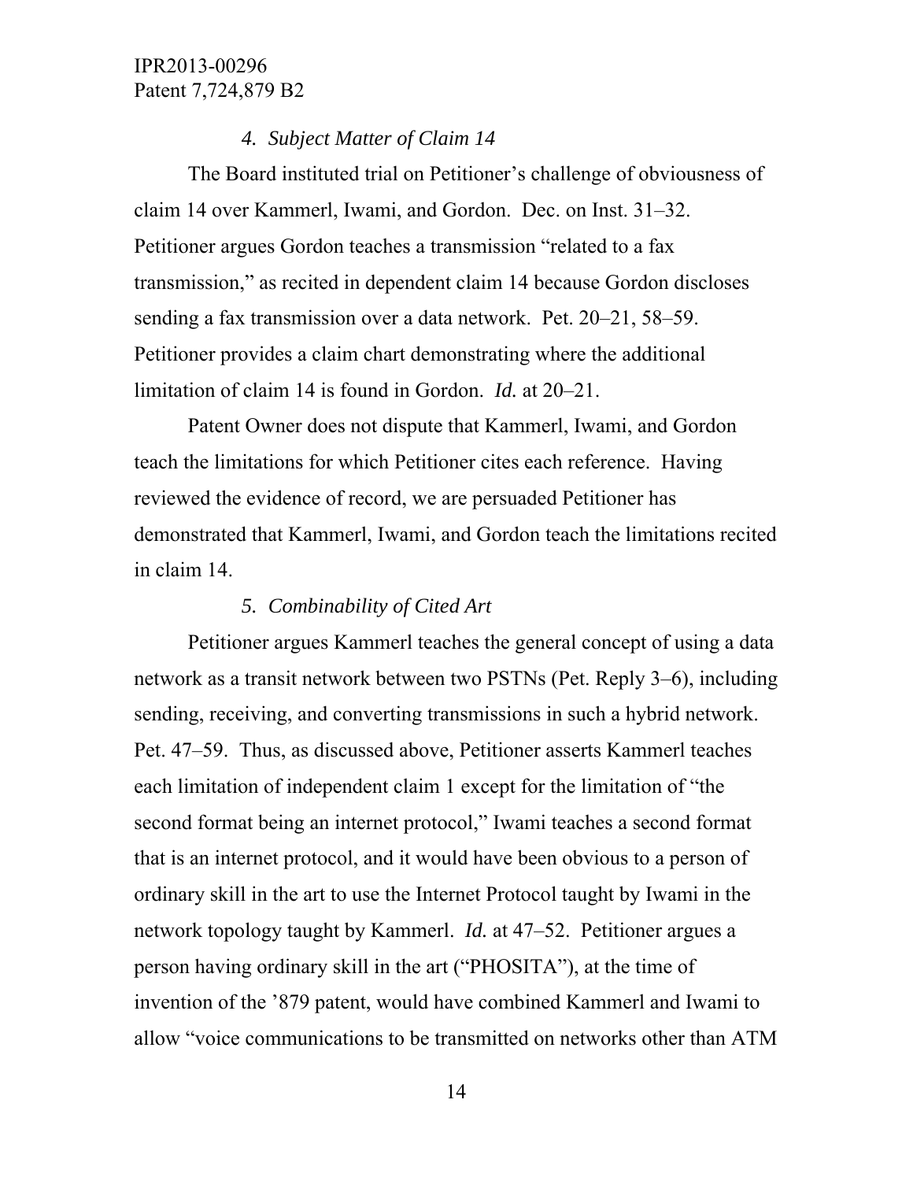#### *4. Subject Matter of Claim 14*

The Board instituted trial on Petitioner's challenge of obviousness of claim 14 over Kammerl, Iwami, and Gordon. Dec. on Inst. 31–32. Petitioner argues Gordon teaches a transmission "related to a fax transmission," as recited in dependent claim 14 because Gordon discloses sending a fax transmission over a data network. Pet. 20–21, 58–59. Petitioner provides a claim chart demonstrating where the additional limitation of claim 14 is found in Gordon. *Id.* at 20–21.

Patent Owner does not dispute that Kammerl, Iwami, and Gordon teach the limitations for which Petitioner cites each reference. Having reviewed the evidence of record, we are persuaded Petitioner has demonstrated that Kammerl, Iwami, and Gordon teach the limitations recited in claim 14.

#### *5. Combinability of Cited Art*

Petitioner argues Kammerl teaches the general concept of using a data network as a transit network between two PSTNs (Pet. Reply 3–6), including sending, receiving, and converting transmissions in such a hybrid network. Pet. 47–59. Thus, as discussed above, Petitioner asserts Kammerl teaches each limitation of independent claim 1 except for the limitation of "the second format being an internet protocol," Iwami teaches a second format that is an internet protocol, and it would have been obvious to a person of ordinary skill in the art to use the Internet Protocol taught by Iwami in the network topology taught by Kammerl. *Id.* at 47–52. Petitioner argues a person having ordinary skill in the art ("PHOSITA"), at the time of invention of the '879 patent, would have combined Kammerl and Iwami to allow "voice communications to be transmitted on networks other than ATM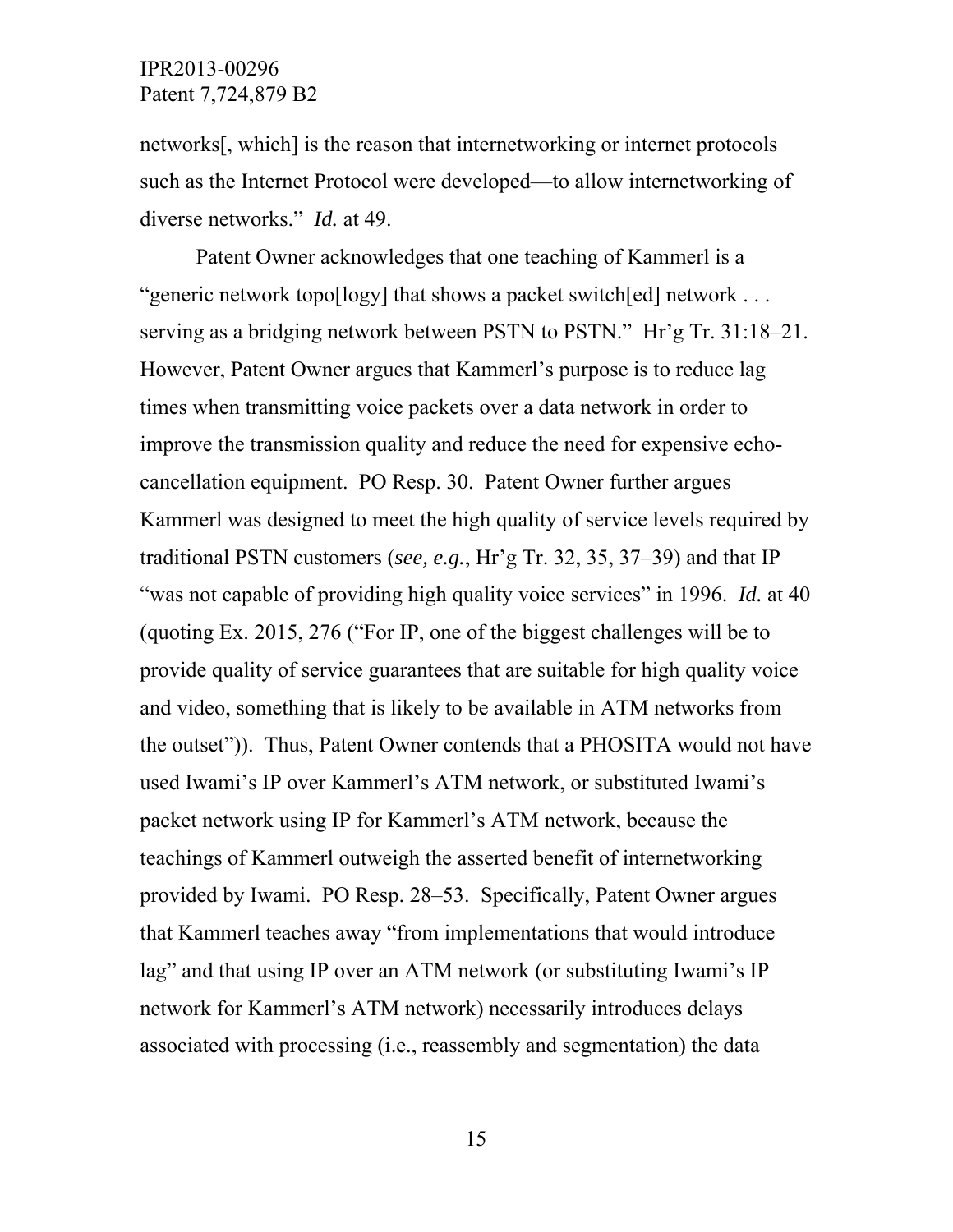networks[, which] is the reason that internetworking or internet protocols such as the Internet Protocol were developed—to allow internetworking of diverse networks." *Id.* at 49.

Patent Owner acknowledges that one teaching of Kammerl is a "generic network topo[logy] that shows a packet switch[ed] network . . . serving as a bridging network between PSTN to PSTN." Hr'g Tr. 31:18–21. However, Patent Owner argues that Kammerl's purpose is to reduce lag times when transmitting voice packets over a data network in order to improve the transmission quality and reduce the need for expensive echo-cancellation equipment. PO Resp. 30. Patent Owner further argues Kammerl was designed to meet the high quality of service levels required by traditional PSTN customers (*see, e.g.*, Hr'g Tr. 32, 35, 37–39) and that IP "was not capable of providing high quality voice services" in 1996. *Id.* at 40 (quoting Ex. 2015, 276 ("For IP, one of the biggest challenges will be to provide quality of service guarantees that are suitable for high quality voice and video, something that is likely to be available in ATM networks from the outset")). Thus, Patent Owner contends that a PHOSITA would not have used Iwami's IP over Kammerl's ATM network, or substituted Iwami's packet network using IP for Kammerl's ATM network, because the teachings of Kammerl outweigh the asserted benefit of internetworking provided by Iwami. PO Resp. 28–53. Specifically, Patent Owner argues that Kammerl teaches away "from implementations that would introduce lag" and that using IP over an ATM network (or substituting Iwami's IP network for Kammerl's ATM network) necessarily introduces delays associated with processing (i.e., reassembly and segmentation) the data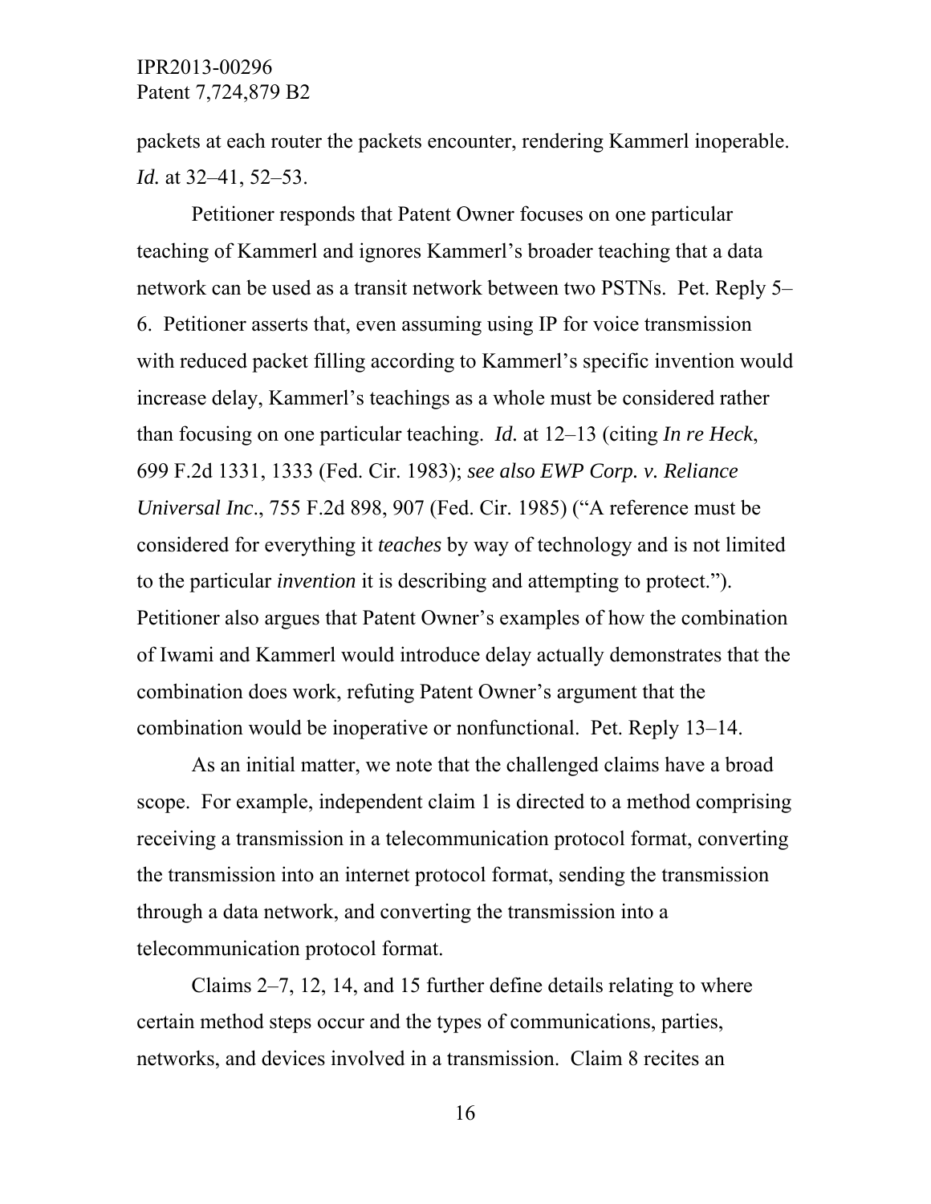packets at each router the packets encounter, rendering Kammerl inoperable. *Id.* at 32–41, 52–53.

Petitioner responds that Patent Owner focuses on one particular teaching of Kammerl and ignores Kammerl's broader teaching that a data network can be used as a transit network between two PSTNs. Pet. Reply 5–6. Petitioner asserts that, even assuming using IP for voice transmission with reduced packet filling according to Kammerl's specific invention would increase delay, Kammerl's teachings as a whole must be considered rather than focusing on one particular teaching. *Id.* at 12–13 (citing *In re Heck*, 699 F.2d 1331, 1333 (Fed. Cir. 1983); *see also EWP Corp. v. Reliance Universal Inc*., 755 F.2d 898, 907 (Fed. Cir. 1985) ("A reference must be considered for everything it *teaches* by way of technology and is not limited to the particular *invention* it is describing and attempting to protect."). Petitioner also argues that Patent Owner's examples of how the combination of Iwami and Kammerl would introduce delay actually demonstrates that the combination does work, refuting Patent Owner's argument that the combination would be inoperative or nonfunctional. Pet. Reply 13–14.

As an initial matter, we note that the challenged claims have a broad scope. For example, independent claim 1 is directed to a method comprising receiving a transmission in a telecommunication protocol format, converting the transmission into an internet protocol format, sending the transmission through a data network, and converting the transmission into a telecommunication protocol format.

Claims 2–7, 12, 14, and 15 further define details relating to where certain method steps occur and the types of communications, parties, networks, and devices involved in a transmission. Claim 8 recites an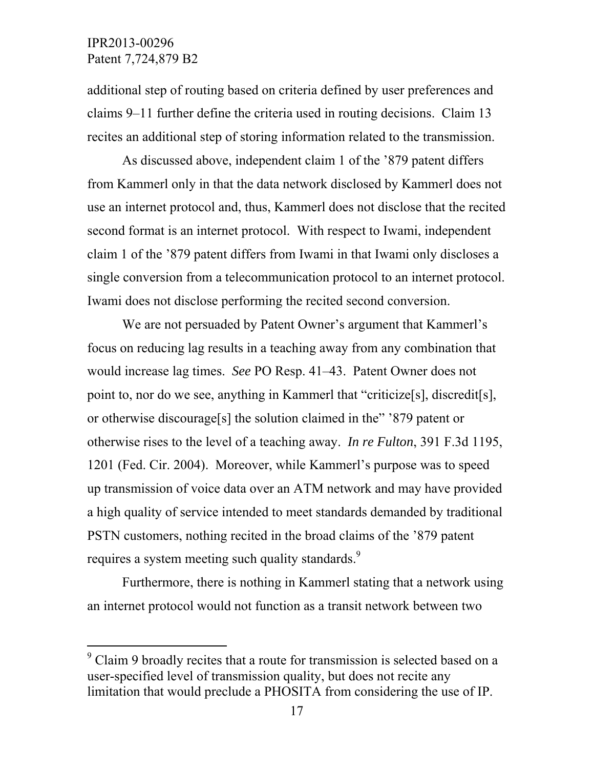additional step of routing based on criteria defined by user preferences and claims 9–11 further define the criteria used in routing decisions. Claim 13 recites an additional step of storing information related to the transmission.

As discussed above, independent claim 1 of the ’879 patent differs from Kammerl only in that the data network disclosed by Kammerl does not use an internet protocol and, thus, Kammerl does not disclose that the recited second format is an internet protocol. With respect to Iwami, independent claim 1 of the ’879 patent differs from Iwami in that Iwami only discloses a single conversion from a telecommunication protocol to an internet protocol. Iwami does not disclose performing the recited second conversion.

We are not persuaded by Patent Owner’s argument that Kammerl’s focus on reducing lag results in a teaching away from any combination that would increase lag times. *See* PO Resp. 41–43. Patent Owner does not point to, nor do we see, anything in Kammerl that “criticize[s], discredit[s], or otherwise discourage[s] the solution claimed in the” ’879 patent or otherwise rises to the level of a teaching away. *In re Fulton*, 391 F.3d 1195, 1201 (Fed. Cir. 2004). Moreover, while Kammerl’s purpose was to speed up transmission of voice data over an ATM network and may have provided a high quality of service intended to meet standards demanded by traditional PSTN customers, nothing recited in the broad claims of the ’879 patent requires a system meeting such quality standards.[9]

Furthermore, there is nothing in Kammerl stating that a network using an internet protocol would not function as a transit network between two

---

[9] Claim 9 broadly recites that a route for transmission is selected based on a user-specified level of transmission quality, but does not recite any limitation that would preclude a PHOSITA from considering the use of IP.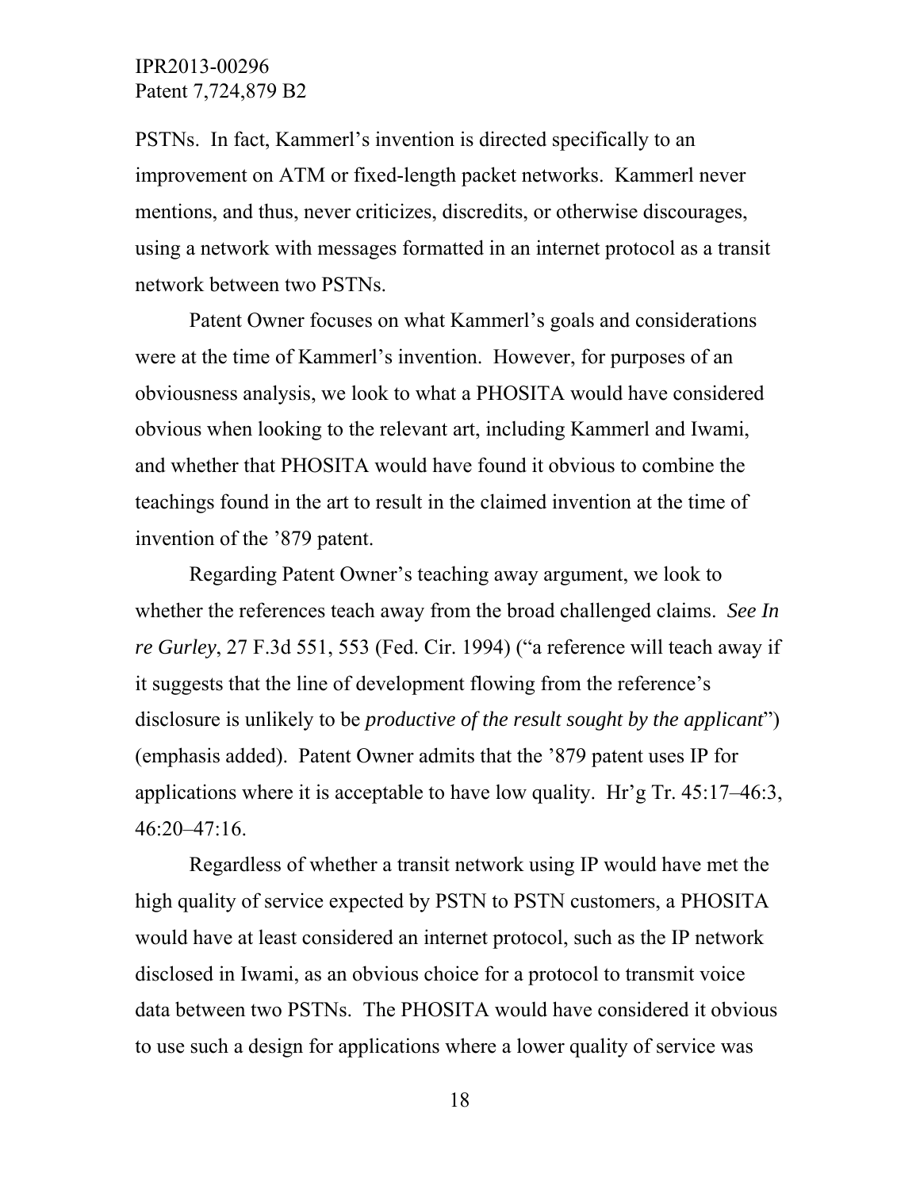PSTNs. In fact, Kammerl's invention is directed specifically to an improvement on ATM or fixed-length packet networks. Kammerl never mentions, and thus, never criticizes, discredits, or otherwise discourages, using a network with messages formatted in an internet protocol as a transit network between two PSTNs.

Patent Owner focuses on what Kammerl's goals and considerations were at the time of Kammerl's invention. However, for purposes of an obviousness analysis, we look to what a PHOSITA would have considered obvious when looking to the relevant art, including Kammerl and Iwami, and whether that PHOSITA would have found it obvious to combine the teachings found in the art to result in the claimed invention at the time of invention of the '879 patent.

Regarding Patent Owner's teaching away argument, we look to whether the references teach away from the broad challenged claims. *See In re Gurley*, 27 F.3d 551, 553 (Fed. Cir. 1994) ("a reference will teach away if it suggests that the line of development flowing from the reference's disclosure is unlikely to be *productive of the result sought by the applicant*") (emphasis added). Patent Owner admits that the '879 patent uses IP for applications where it is acceptable to have low quality. Hr'g Tr. 45:17–46:3, 46:20–47:16.

Regardless of whether a transit network using IP would have met the high quality of service expected by PSTN to PSTN customers, a PHOSITA would have at least considered an internet protocol, such as the IP network disclosed in Iwami, as an obvious choice for a protocol to transmit voice data between two PSTNs. The PHOSITA would have considered it obvious to use such a design for applications where a lower quality of service was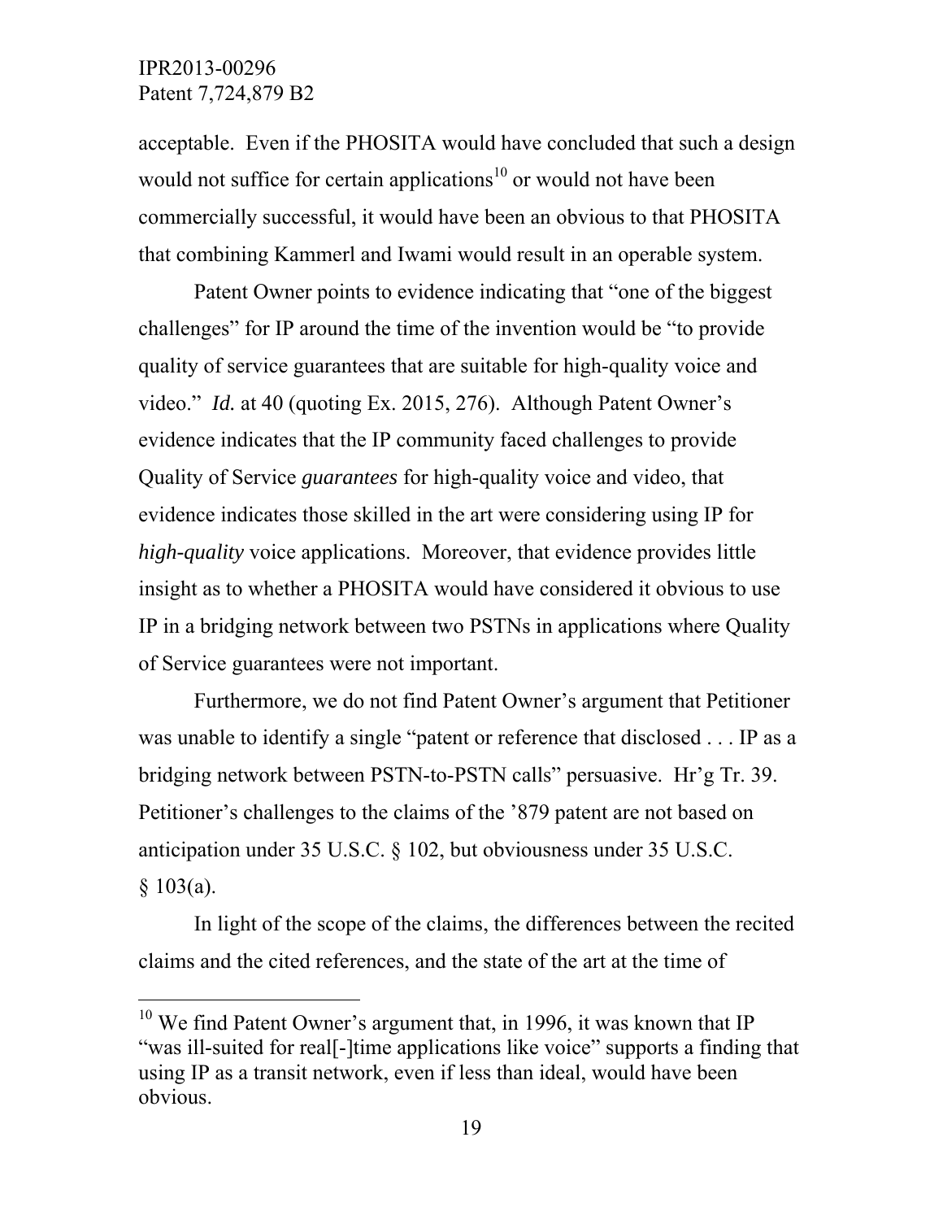acceptable. Even if the PHOSITA would have concluded that such a design would not suffice for certain applications[10] or would not have been commercially successful, it would have been an obvious to that PHOSITA that combining Kammerl and Iwami would result in an operable system.

Patent Owner points to evidence indicating that "one of the biggest challenges" for IP around the time of the invention would be "to provide quality of service guarantees that are suitable for high-quality voice and video." *Id.* at 40 (quoting Ex. 2015, 276). Although Patent Owner's evidence indicates that the IP community faced challenges to provide Quality of Service *guarantees* for high-quality voice and video, that evidence indicates those skilled in the art were considering using IP for *high-quality* voice applications. Moreover, that evidence provides little insight as to whether a PHOSITA would have considered it obvious to use IP in a bridging network between two PSTNs in applications where Quality of Service guarantees were not important.

Furthermore, we do not find Patent Owner's argument that Petitioner was unable to identify a single "patent or reference that disclosed . . . IP as a bridging network between PSTN-to-PSTN calls" persuasive. Hr'g Tr. 39. Petitioner's challenges to the claims of the '879 patent are not based on anticipation under 35 U.S.C. § 102, but obviousness under 35 U.S.C. § 103(a).

In light of the scope of the claims, the differences between the recited claims and the cited references, and the state of the art at the time of

---

[10] We find Patent Owner's argument that, in 1996, it was known that IP "was ill-suited for real[-]time applications like voice" supports a finding that using IP as a transit network, even if less than ideal, would have been obvious.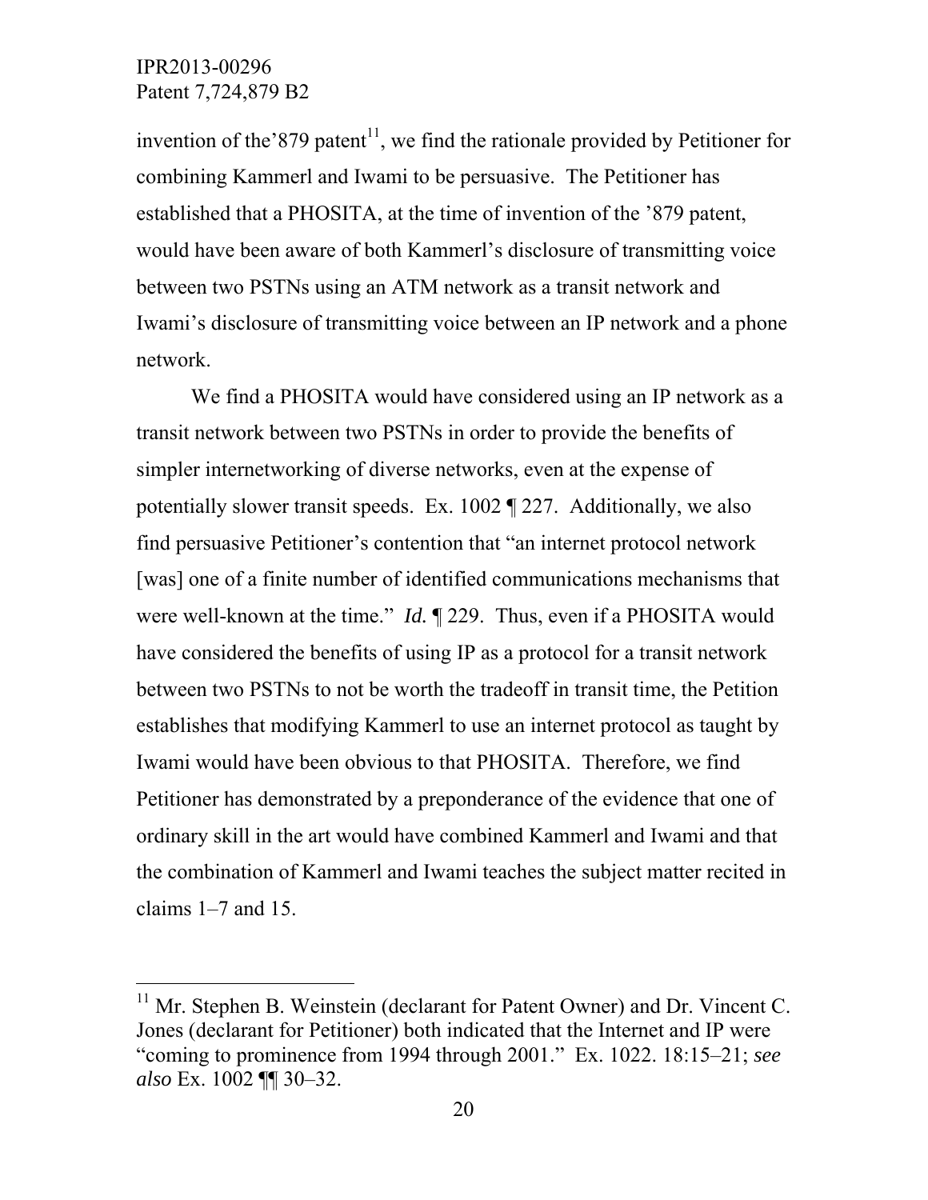invention of the'879 patent[11], we find the rationale provided by Petitioner for combining Kammerl and Iwami to be persuasive. The Petitioner has established that a PHOSITA, at the time of invention of the '879 patent, would have been aware of both Kammerl's disclosure of transmitting voice between two PSTNs using an ATM network as a transit network and Iwami's disclosure of transmitting voice between an IP network and a phone network.

We find a PHOSITA would have considered using an IP network as a transit network between two PSTNs in order to provide the benefits of simpler internetworking of diverse networks, even at the expense of potentially slower transit speeds. Ex. 1002 ¶ 227. Additionally, we also find persuasive Petitioner's contention that "an internet protocol network [was] one of a finite number of identified communications mechanisms that were well-known at the time." *Id.* ¶ 229. Thus, even if a PHOSITA would have considered the benefits of using IP as a protocol for a transit network between two PSTNs to not be worth the tradeoff in transit time, the Petition establishes that modifying Kammerl to use an internet protocol as taught by Iwami would have been obvious to that PHOSITA. Therefore, we find Petitioner has demonstrated by a preponderance of the evidence that one of ordinary skill in the art would have combined Kammerl and Iwami and that the combination of Kammerl and Iwami teaches the subject matter recited in claims 1–7 and 15.

---

[11] Mr. Stephen B. Weinstein (declarant for Patent Owner) and Dr. Vincent C. Jones (declarant for Petitioner) both indicated that the Internet and IP were "coming to prominence from 1994 through 2001." Ex. 1022. 18:15–21; *see also* Ex. 1002 ¶¶ 30–32.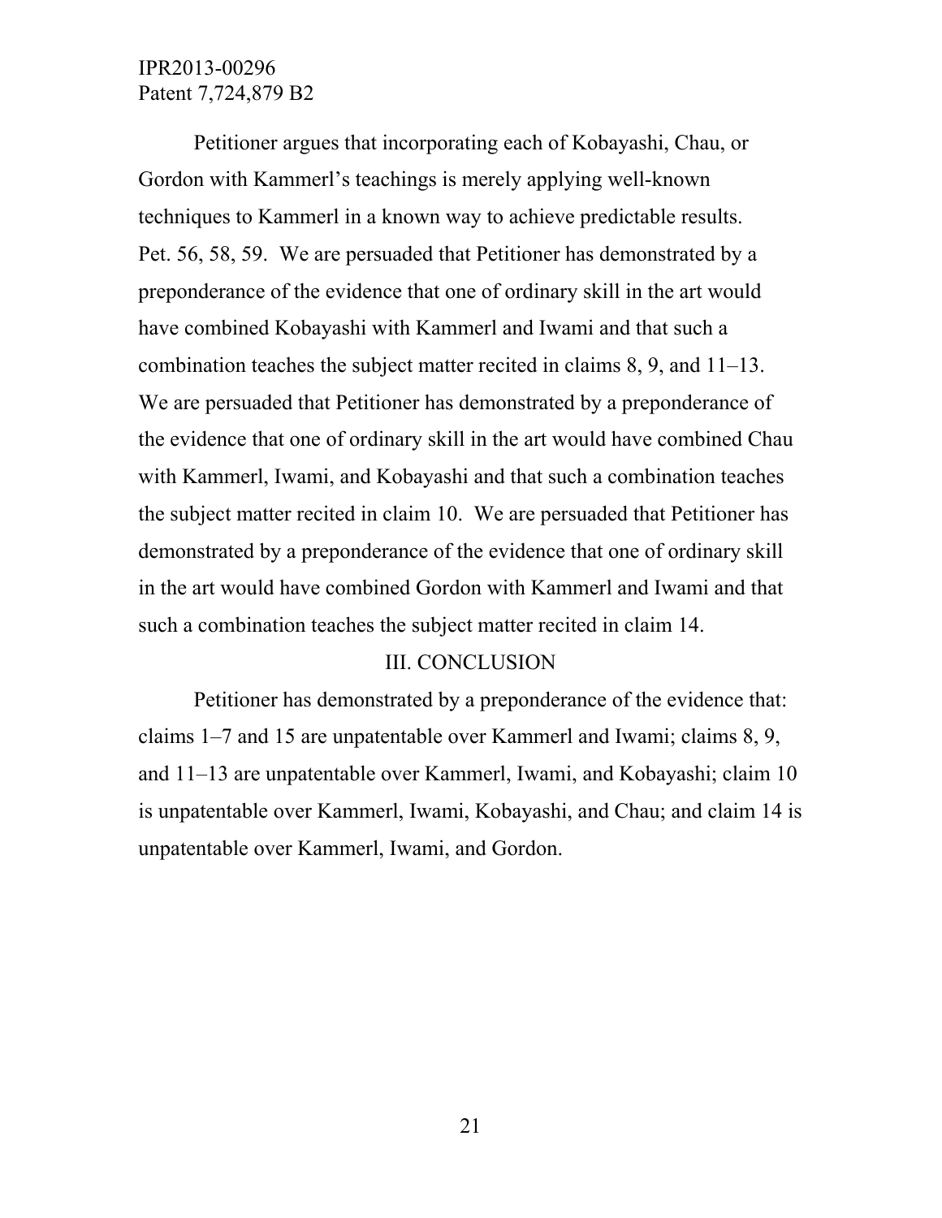Petitioner argues that incorporating each of Kobayashi, Chau, or Gordon with Kammerl's teachings is merely applying well-known techniques to Kammerl in a known way to achieve predictable results. Pet. 56, 58, 59. We are persuaded that Petitioner has demonstrated by a preponderance of the evidence that one of ordinary skill in the art would have combined Kobayashi with Kammerl and Iwami and that such a combination teaches the subject matter recited in claims 8, 9, and 11–13. We are persuaded that Petitioner has demonstrated by a preponderance of the evidence that one of ordinary skill in the art would have combined Chau with Kammerl, Iwami, and Kobayashi and that such a combination teaches the subject matter recited in claim 10. We are persuaded that Petitioner has demonstrated by a preponderance of the evidence that one of ordinary skill in the art would have combined Gordon with Kammerl and Iwami and that such a combination teaches the subject matter recited in claim 14.

## III. CONCLUSION

Petitioner has demonstrated by a preponderance of the evidence that: claims 1–7 and 15 are unpatentable over Kammerl and Iwami; claims 8, 9, and 11–13 are unpatentable over Kammerl, Iwami, and Kobayashi; claim 10 is unpatentable over Kammerl, Iwami, Kobayashi, and Chau; and claim 14 is unpatentable over Kammerl, Iwami, and Gordon.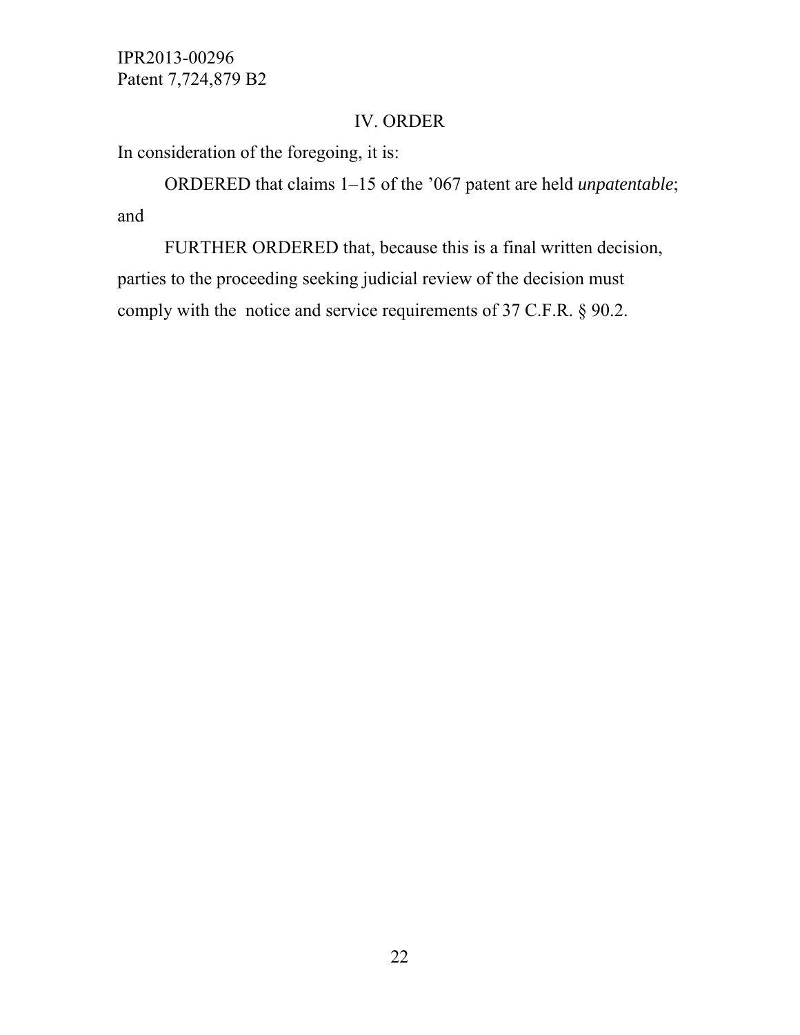## IV. ORDER

In consideration of the foregoing, it is:

ORDERED that claims 1–15 of the ’067 patent are held *unpatentable*; and

FURTHER ORDERED that, because this is a final written decision, parties to the proceeding seeking judicial review of the decision must comply with the notice and service requirements of 37 C.F.R. § 90.2.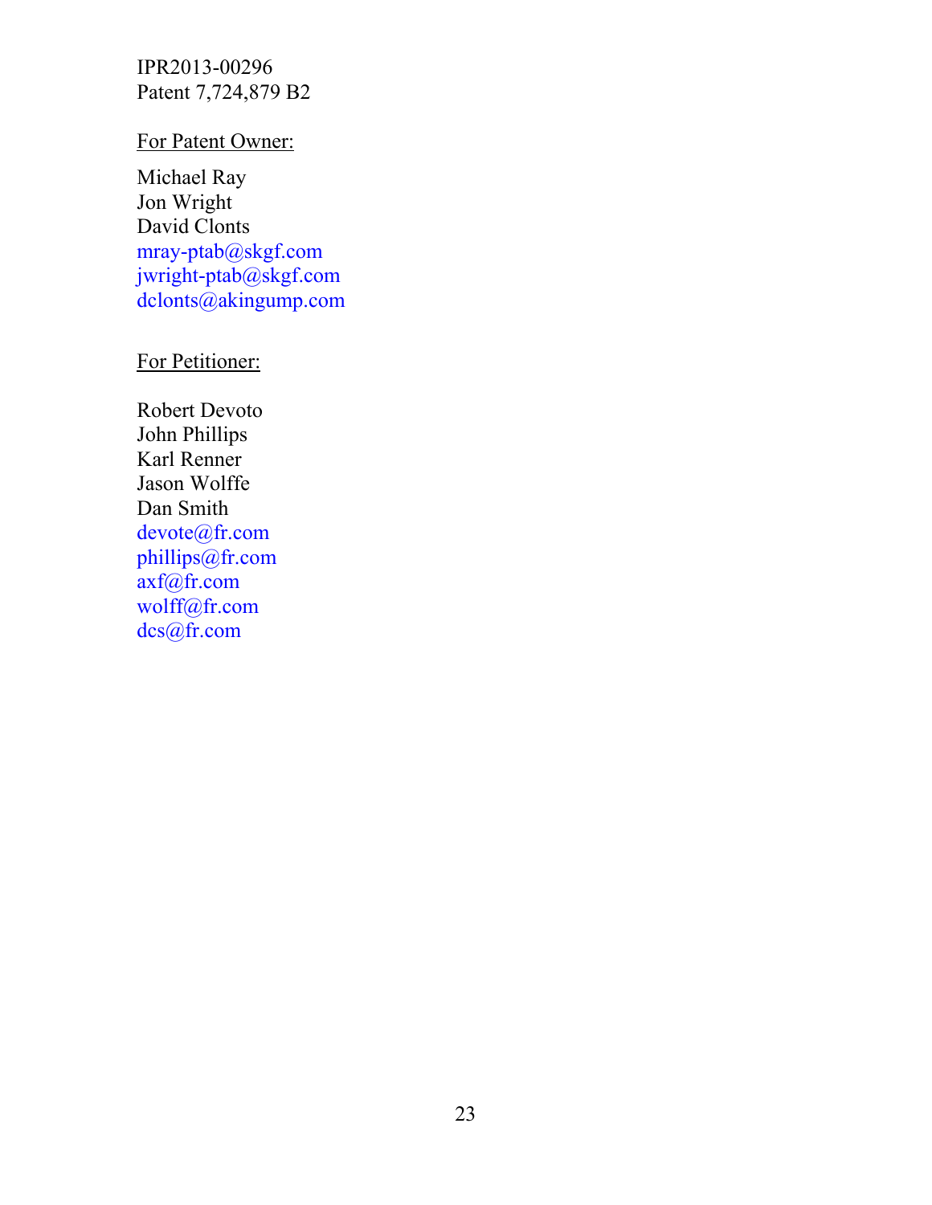IPR2013-00296
Patent 7,724,879 B2

For Patent Owner:

Michael Ray
Jon Wright
David Clonts
mray-ptab@skgf.com
jwright-ptab@skgf.com
dclonts@akingump.com

For Petitioner:

Robert Devoto
John Phillips
Karl Renner
Jason Wolffe
Dan Smith
devote@fr.com
phillips@fr.com
axf@fr.com
wolff@fr.com
dcs@fr.com